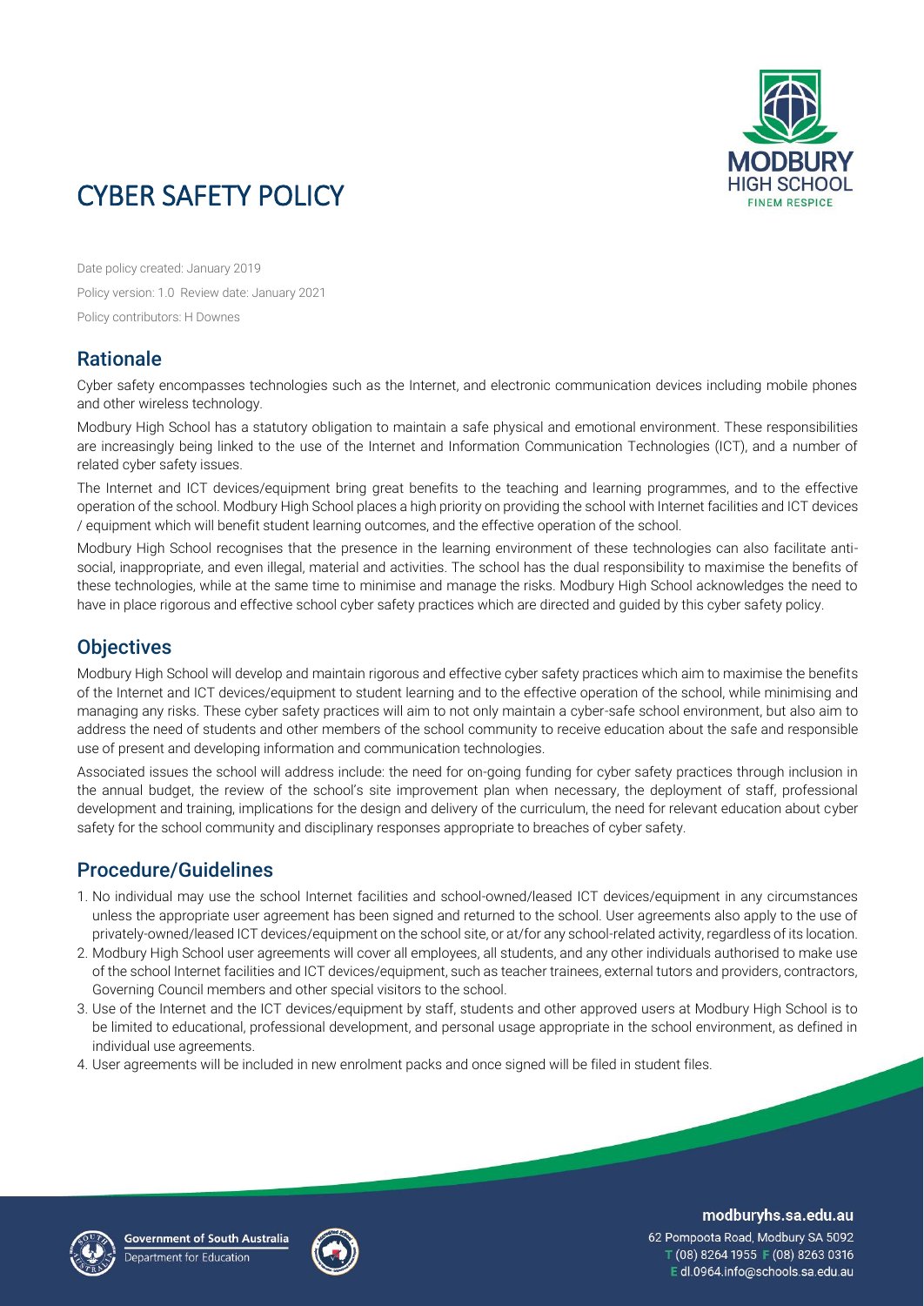# CYBER SAFETY POLICY

Date policy created: January 2019

Policy version: 1.0 Review date: January 2021

Policy contributors: H Downes

## Rationale

Cyber safety encompasses technologies such as the Internet, and electronic communication devices including mobile phones and other wireless technology.

Modbury High School has a statutory obligation to maintain a safe physical and emotional environment. These responsibilities are increasingly being linked to the use of the Internet and Information Communication Technologies (ICT), and a number of related cyber safety issues.

The Internet and ICT devices/equipment bring great benefits to the teaching and learning programmes, and to the effective operation of the school. Modbury High School places a high priority on providing the school with Internet facilities and ICT devices / equipment which will benefit student learning outcomes, and the effective operation of the school.

Modbury High School recognises that the presence in the learning environment of these technologies can also facilitate anti-social, inappropriate, and even illegal, material and activities. The school has the dual responsibility to maximise the benefits of these technologies, while at the same time to minimise and manage the risks. Modbury High School acknowledges the need to have in place rigorous and effective school cyber safety practices which are directed and guided by this cyber safety policy.

## Objectives

Modbury High School will develop and maintain rigorous and effective cyber safety practices which aim to maximise the benefits of the Internet and ICT devices/equipment to student learning and to the effective operation of the school, while minimising and managing any risks. These cyber safety practices will aim to not only maintain a cyber-safe school environment, but also aim to address the need of students and other members of the school community to receive education about the safe and responsible use of present and developing information and communication technologies.

Associated issues the school will address include: the need for on-going funding for cyber safety practices through inclusion in the annual budget, the review of the school's site improvement plan when necessary, the deployment of staff, professional development and training, implications for the design and delivery of the curriculum, the need for relevant education about cyber safety for the school community and disciplinary responses appropriate to breaches of cyber safety.

## Procedure/Guidelines

1. No individual may use the school Internet facilities and school-owned/leased ICT devices/equipment in any circumstances unless the appropriate user agreement has been signed and returned to the school. User agreements also apply to the use of privately-owned/leased ICT devices/equipment on the school site, or at/for any school-related activity, regardless of its location.
2. Modbury High School user agreements will cover all employees, all students, and any other individuals authorised to make use of the school Internet facilities and ICT devices/equipment, such as teacher trainees, external tutors and providers, contractors, Governing Council members and other special visitors to the school.
3. Use of the Internet and the ICT devices/equipment by staff, students and other approved users at Modbury High School is to be limited to educational, professional development, and personal usage appropriate in the school environment, as defined in individual use agreements.
4. User agreements will be included in new enrolment packs and once signed will be filed in student files.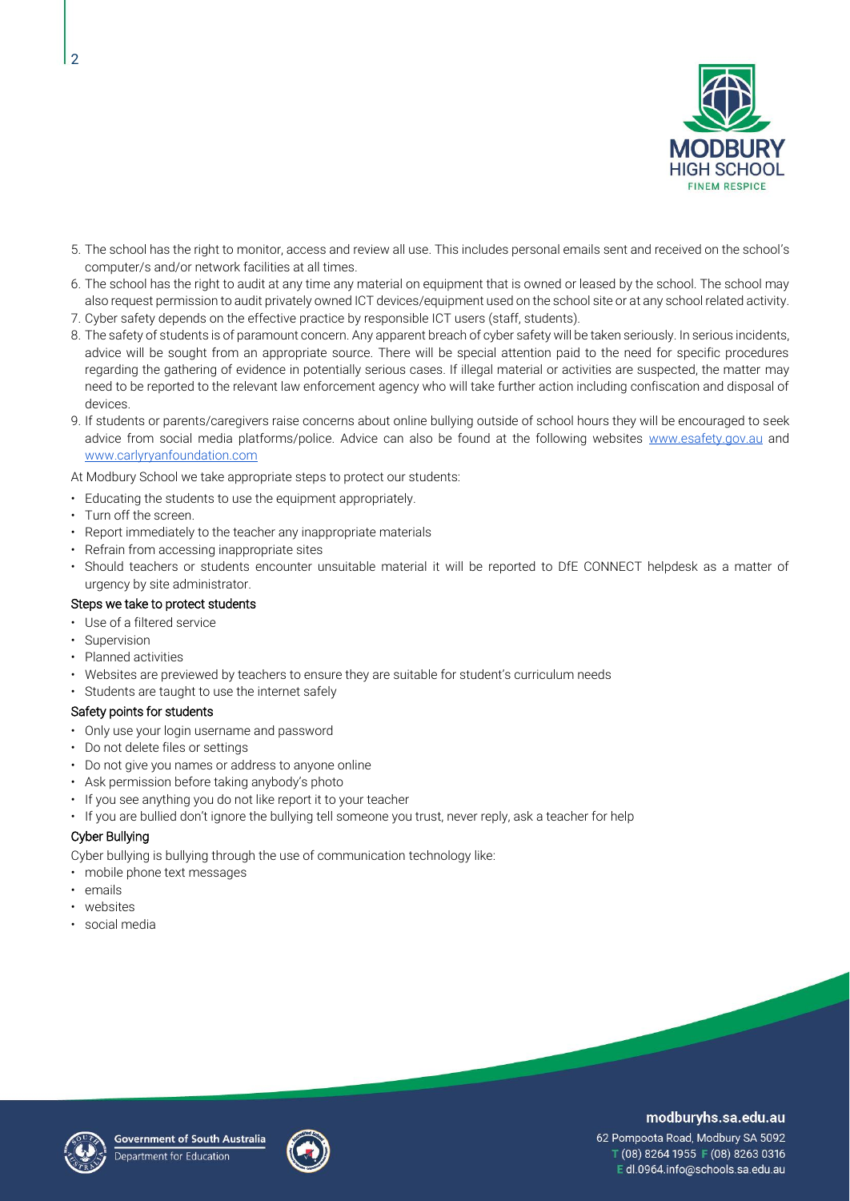5. The school has the right to monitor, access and review all use. This includes personal emails sent and received on the school's computer/s and/or network facilities at all times.
6. The school has the right to audit at any time any material on equipment that is owned or leased by the school. The school may also request permission to audit privately owned ICT devices/equipment used on the school site or at any school related activity.
7. Cyber safety depends on the effective practice by responsible ICT users (staff, students).
8. The safety of students is of paramount concern. Any apparent breach of cyber safety will be taken seriously. In serious incidents, advice will be sought from an appropriate source. There will be special attention paid to the need for specific procedures regarding the gathering of evidence in potentially serious cases. If illegal material or activities are suspected, the matter may need to be reported to the relevant law enforcement agency who will take further action including confiscation and disposal of devices.
9. If students or parents/caregivers raise concerns about online bullying outside of school hours they will be encouraged to seek advice from social media platforms/police. Advice can also be found at the following websites www.esafety.gov.au and www.carlyryanfoundation.com

At Modbury School we take appropriate steps to protect our students:

- Educating the students to use the equipment appropriately.
- Turn off the screen.
- Report immediately to the teacher any inappropriate materials
- Refrain from accessing inappropriate sites
- Should teachers or students encounter unsuitable material it will be reported to DfE CONNECT helpdesk as a matter of urgency by site administrator.

#### Steps we take to protect students

- Use of a filtered service
- Supervision
- Planned activities
- Websites are previewed by teachers to ensure they are suitable for student's curriculum needs
- Students are taught to use the internet safely

#### Safety points for students

- Only use your login username and password
- Do not delete files or settings
- Do not give you names or address to anyone online
- Ask permission before taking anybody's photo
- If you see anything you do not like report it to your teacher
- If you are bullied don't ignore the bullying tell someone you trust, never reply, ask a teacher for help

#### Cyber Bullying

Cyber bullying is bullying through the use of communication technology like:

- mobile phone text messages
- emails
- websites
- social media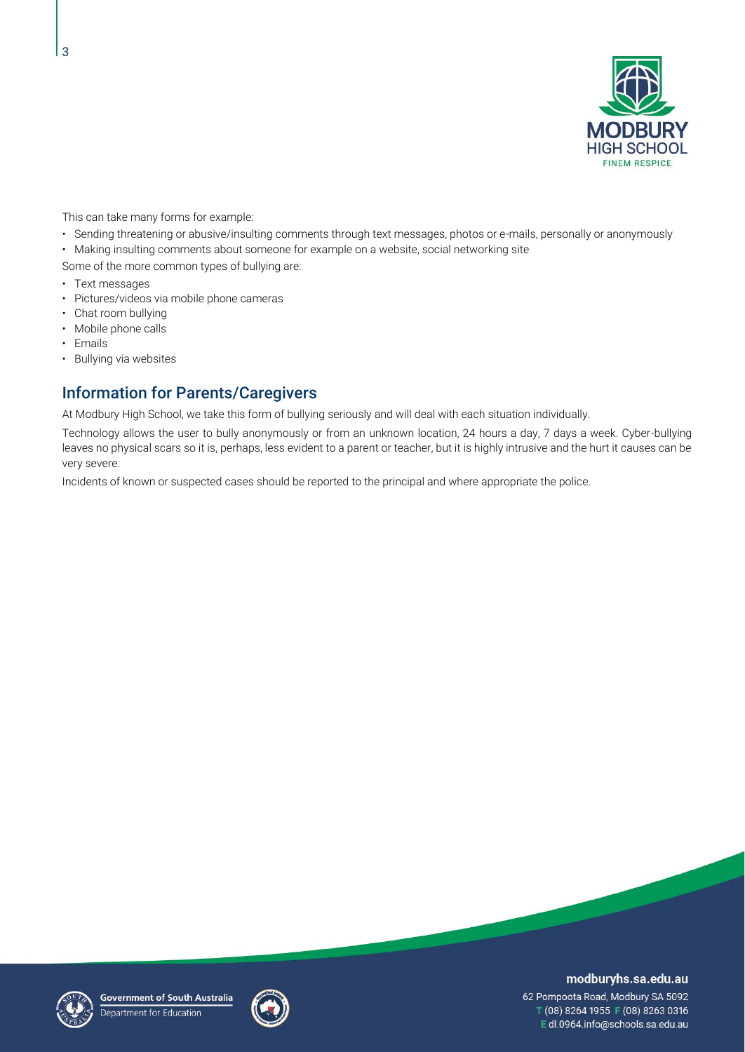This can take many forms for example:

- Sending threatening or abusive/insulting comments through text messages, photos or e-mails, personally or anonymously
- Making insulting comments about someone for example on a website, social networking site

Some of the more common types of bullying are:

- Text messages
- Pictures/videos via mobile phone cameras
- Chat room bullying
- Mobile phone calls
- Emails
- Bullying via websites

## Information for Parents/Caregivers

At Modbury High School, we take this form of bullying seriously and will deal with each situation individually.

Technology allows the user to bully anonymously or from an unknown location, 24 hours a day, 7 days a week. Cyber-bullying leaves no physical scars so it is, perhaps, less evident to a parent or teacher, but it is highly intrusive and the hurt it causes can be very severe.

Incidents of known or suspected cases should be reported to the principal and where appropriate the police.